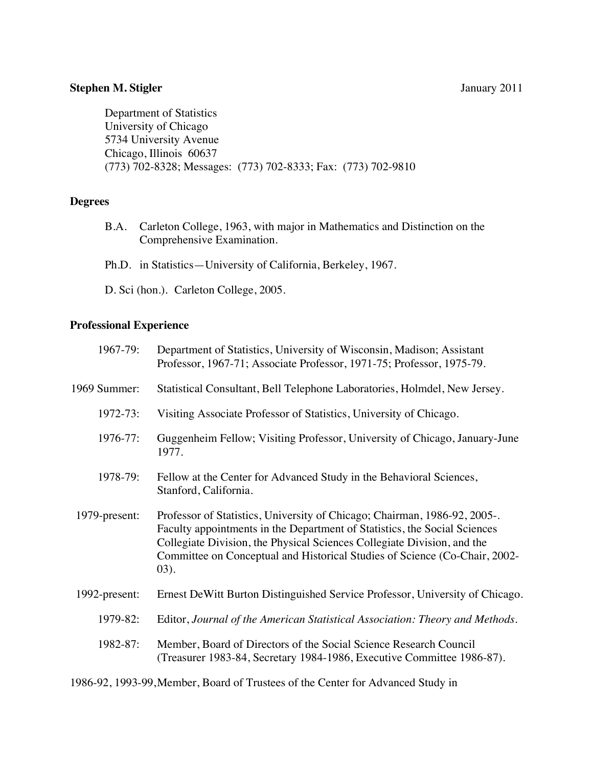**Stephen M. Stigler** January 2011

Department of Statistics
University of Chicago
5734 University Avenue
Chicago, Illinois 60637
(773) 702-8328; Messages: (773) 702-8333; Fax: (773) 702-9810

## Degrees

B.A. Carleton College, 1963, with major in Mathematics and Distinction on the Comprehensive Examination.

Ph.D. in Statistics—University of California, Berkeley, 1967.

D. Sci (hon.). Carleton College, 2005.

## Professional Experience

1967-79: Department of Statistics, University of Wisconsin, Madison; Assistant Professor, 1967-71; Associate Professor, 1971-75; Professor, 1975-79.

1969 Summer: Statistical Consultant, Bell Telephone Laboratories, Holmdel, New Jersey.

1972-73: Visiting Associate Professor of Statistics, University of Chicago.

1976-77: Guggenheim Fellow; Visiting Professor, University of Chicago, January-June 1977.

1978-79: Fellow at the Center for Advanced Study in the Behavioral Sciences, Stanford, California.

1979-present: Professor of Statistics, University of Chicago; Chairman, 1986-92, 2005-. Faculty appointments in the Department of Statistics, the Social Sciences Collegiate Division, the Physical Sciences Collegiate Division, and the Committee on Conceptual and Historical Studies of Science (Co-Chair, 2002-03).

1992-present: Ernest DeWitt Burton Distinguished Service Professor, University of Chicago.

1979-82: Editor, *Journal of the American Statistical Association: Theory and Methods*.

1982-87: Member, Board of Directors of the Social Science Research Council (Treasurer 1983-84, Secretary 1984-1986, Executive Committee 1986-87).

1986-92, 1993-99, Member, Board of Trustees of the Center for Advanced Study in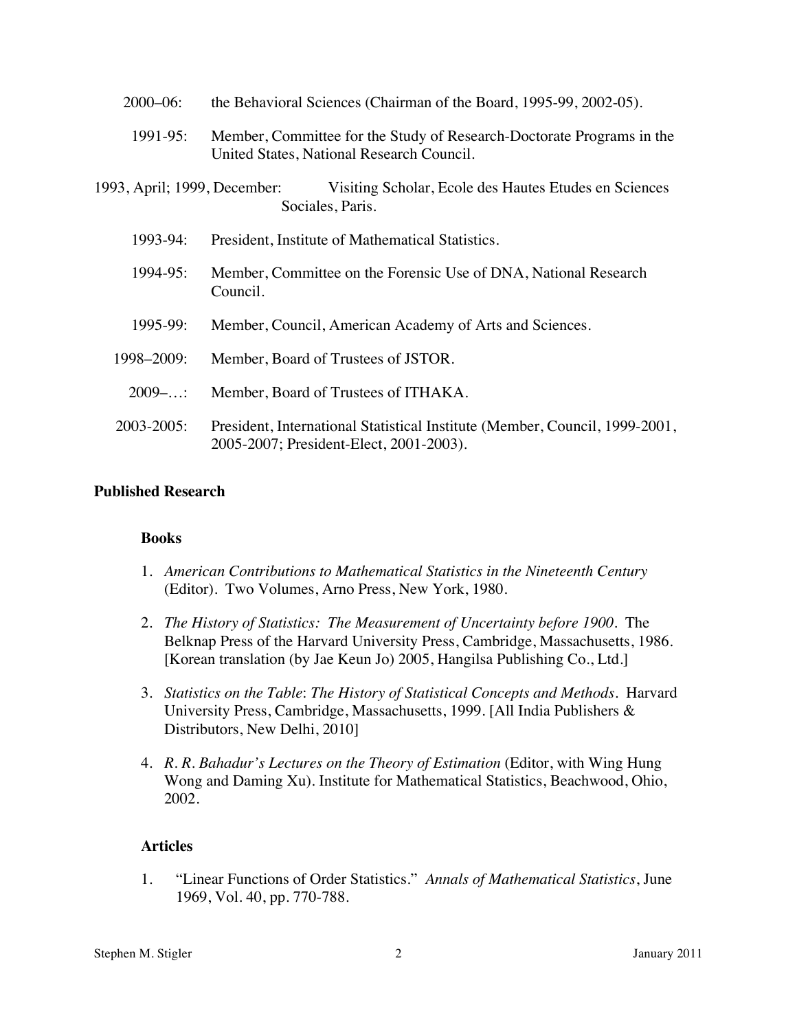2000–06: the Behavioral Sciences (Chairman of the Board, 1995-99, 2002-05).

1991-95: Member, Committee for the Study of Research-Doctorate Programs in the United States, National Research Council.

1993, April; 1999, December: Visiting Scholar, Ecole des Hautes Etudes en Sciences Sociales, Paris.

1993-94: President, Institute of Mathematical Statistics.

1994-95: Member, Committee on the Forensic Use of DNA, National Research Council.

1995-99: Member, Council, American Academy of Arts and Sciences.

1998–2009: Member, Board of Trustees of JSTOR.

2009–…: Member, Board of Trustees of ITHAKA.

2003-2005: President, International Statistical Institute (Member, Council, 1999-2001, 2005-2007; President-Elect, 2001-2003).

## Published Research

### Books

1. *American Contributions to Mathematical Statistics in the Nineteenth Century* (Editor). Two Volumes, Arno Press, New York, 1980.

2. *The History of Statistics: The Measurement of Uncertainty before 1900*. The Belknap Press of the Harvard University Press, Cambridge, Massachusetts, 1986. [Korean translation (by Jae Keun Jo) 2005, Hangilsa Publishing Co., Ltd.]

3. *Statistics on the Table*: *The History of Statistical Concepts and Methods*. Harvard University Press, Cambridge, Massachusetts, 1999. [All India Publishers & Distributors, New Delhi, 2010]

4. *R. R. Bahadur's Lectures on the Theory of Estimation* (Editor, with Wing Hung Wong and Daming Xu). Institute for Mathematical Statistics, Beachwood, Ohio, 2002.

### Articles

1. "Linear Functions of Order Statistics." *Annals of Mathematical Statistics*, June 1969, Vol. 40, pp. 770-788.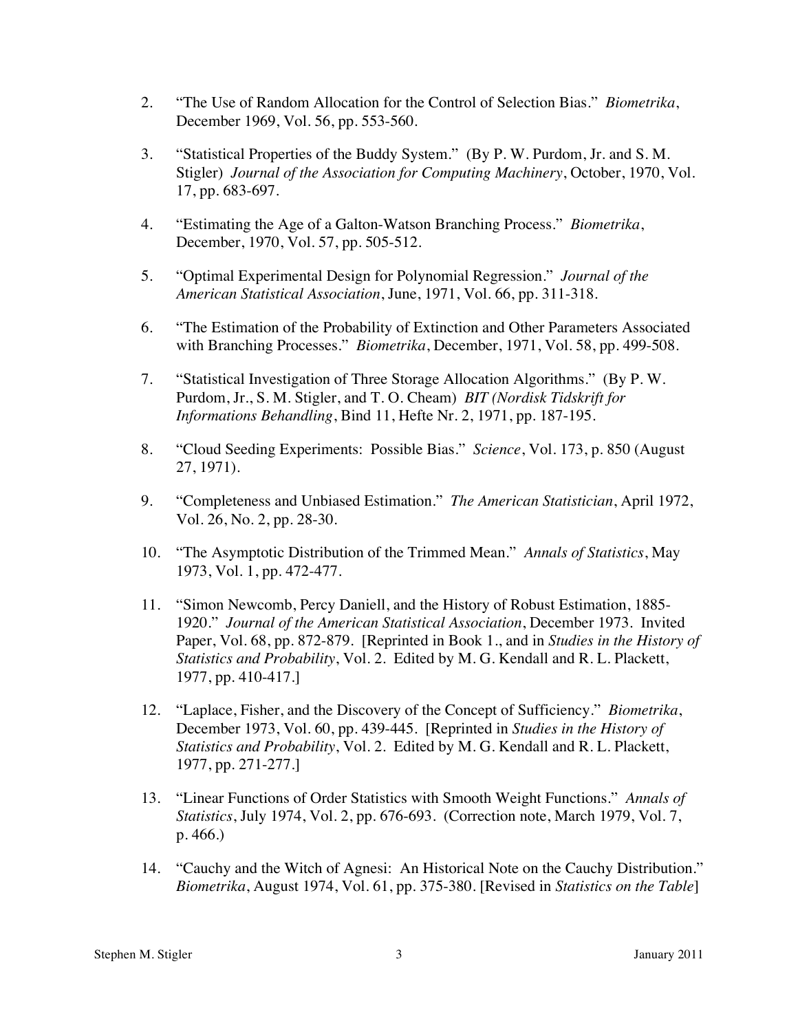2. "The Use of Random Allocation for the Control of Selection Bias." *Biometrika*, December 1969, Vol. 56, pp. 553-560.

3. "Statistical Properties of the Buddy System." (By P. W. Purdom, Jr. and S. M. Stigler) *Journal of the Association for Computing Machinery*, October, 1970, Vol. 17, pp. 683-697.

4. "Estimating the Age of a Galton-Watson Branching Process." *Biometrika*, December, 1970, Vol. 57, pp. 505-512.

5. "Optimal Experimental Design for Polynomial Regression." *Journal of the American Statistical Association*, June, 1971, Vol. 66, pp. 311-318.

6. "The Estimation of the Probability of Extinction and Other Parameters Associated with Branching Processes." *Biometrika*, December, 1971, Vol. 58, pp. 499-508.

7. "Statistical Investigation of Three Storage Allocation Algorithms." (By P. W. Purdom, Jr., S. M. Stigler, and T. O. Cheam) *BIT (Nordisk Tidskrift for Informations Behandling*, Bind 11, Hefte Nr. 2, 1971, pp. 187-195.

8. "Cloud Seeding Experiments: Possible Bias." *Science*, Vol. 173, p. 850 (August 27, 1971).

9. "Completeness and Unbiased Estimation." *The American Statistician*, April 1972, Vol. 26, No. 2, pp. 28-30.

10. "The Asymptotic Distribution of the Trimmed Mean." *Annals of Statistics*, May 1973, Vol. 1, pp. 472-477.

11. "Simon Newcomb, Percy Daniell, and the History of Robust Estimation, 1885-1920." *Journal of the American Statistical Association*, December 1973. Invited Paper, Vol. 68, pp. 872-879. [Reprinted in Book 1., and in *Studies in the History of Statistics and Probability*, Vol. 2. Edited by M. G. Kendall and R. L. Plackett, 1977, pp. 410-417.]

12. "Laplace, Fisher, and the Discovery of the Concept of Sufficiency." *Biometrika*, December 1973, Vol. 60, pp. 439-445. [Reprinted in *Studies in the History of Statistics and Probability*, Vol. 2. Edited by M. G. Kendall and R. L. Plackett, 1977, pp. 271-277.]

13. "Linear Functions of Order Statistics with Smooth Weight Functions." *Annals of Statistics*, July 1974, Vol. 2, pp. 676-693. (Correction note, March 1979, Vol. 7, p. 466.)

14. "Cauchy and the Witch of Agnesi: An Historical Note on the Cauchy Distribution." *Biometrika*, August 1974, Vol. 61, pp. 375-380. [Revised in *Statistics on the Table*]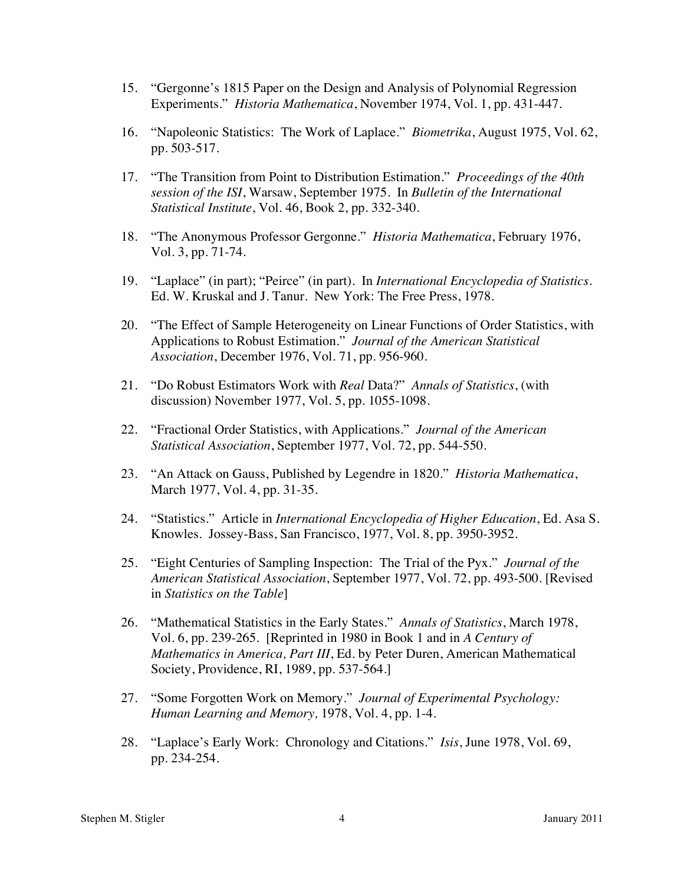15. "Gergonne's 1815 Paper on the Design and Analysis of Polynomial Regression Experiments." *Historia Mathematica*, November 1974, Vol. 1, pp. 431-447.

16. "Napoleonic Statistics: The Work of Laplace." *Biometrika*, August 1975, Vol. 62, pp. 503-517.

17. "The Transition from Point to Distribution Estimation." *Proceedings of the 40th session of the ISI*, Warsaw, September 1975. In *Bulletin of the International Statistical Institute*, Vol. 46, Book 2, pp. 332-340.

18. "The Anonymous Professor Gergonne." *Historia Mathematica*, February 1976, Vol. 3, pp. 71-74.

19. "Laplace" (in part); "Peirce" (in part). In *International Encyclopedia of Statistics*. Ed. W. Kruskal and J. Tanur. New York: The Free Press, 1978.

20. "The Effect of Sample Heterogeneity on Linear Functions of Order Statistics, with Applications to Robust Estimation." *Journal of the American Statistical Association*, December 1976, Vol. 71, pp. 956-960.

21. "Do Robust Estimators Work with *Real* Data?" *Annals of Statistics*, (with discussion) November 1977, Vol. 5, pp. 1055-1098.

22. "Fractional Order Statistics, with Applications." *Journal of the American Statistical Association*, September 1977, Vol. 72, pp. 544-550.

23. "An Attack on Gauss, Published by Legendre in 1820." *Historia Mathematica*, March 1977, Vol. 4, pp. 31-35.

24. "Statistics." Article in *International Encyclopedia of Higher Education*, Ed. Asa S. Knowles. Jossey-Bass, San Francisco, 1977, Vol. 8, pp. 3950-3952.

25. "Eight Centuries of Sampling Inspection: The Trial of the Pyx." *Journal of the American Statistical Association*, September 1977, Vol. 72, pp. 493-500. [Revised in *Statistics on the Table*]

26. "Mathematical Statistics in the Early States." *Annals of Statistics*, March 1978, Vol. 6, pp. 239-265. [Reprinted in 1980 in Book 1 and in *A Century of Mathematics in America, Part III*, Ed. by Peter Duren, American Mathematical Society, Providence, RI, 1989, pp. 537-564.]

27. "Some Forgotten Work on Memory." *Journal of Experimental Psychology: Human Learning and Memory,* 1978, Vol. 4, pp. 1-4.

28. "Laplace's Early Work: Chronology and Citations." *Isis*, June 1978, Vol. 69, pp. 234-254.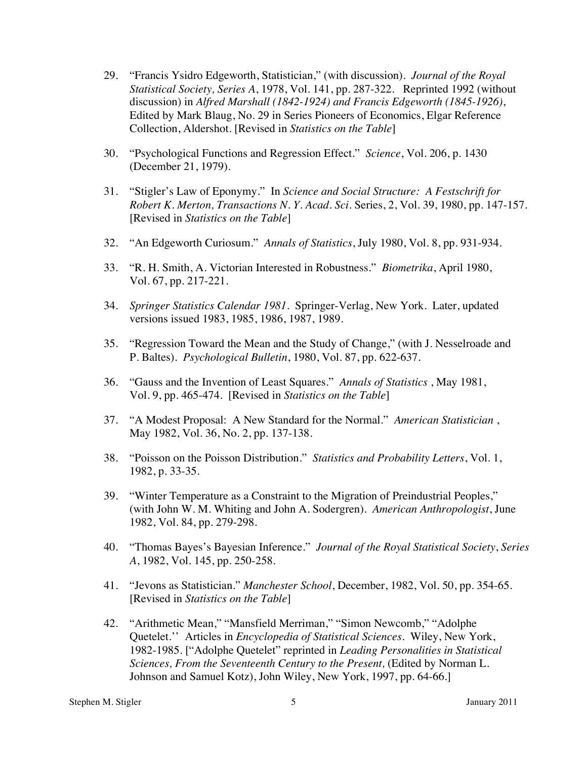29. "Francis Ysidro Edgeworth, Statistician," (with discussion). *Journal of the Royal Statistical Society, Series A*, 1978, Vol. 141, pp. 287-322. Reprinted 1992 (without discussion) in *Alfred Marshall (1842-1924) and Francis Edgeworth (1845-1926)*, Edited by Mark Blaug, No. 29 in Series Pioneers of Economics, Elgar Reference Collection, Aldershot. [Revised in *Statistics on the Table*]

30. "Psychological Functions and Regression Effect." *Science*, Vol. 206, p. 1430 (December 21, 1979).

31. "Stigler's Law of Eponymy." In *Science and Social Structure: A Festschrift for Robert K. Merton, Transactions N. Y. Acad. Sci*. Series, 2, Vol. 39, 1980, pp. 147-157. [Revised in *Statistics on the Table*]

32. "An Edgeworth Curiosum." *Annals of Statistics*, July 1980, Vol. 8, pp. 931-934.

33. "R. H. Smith, A. Victorian Interested in Robustness." *Biometrika*, April 1980, Vol. 67, pp. 217-221.

34. *Springer Statistics Calendar 1981*. Springer-Verlag, New York. Later, updated versions issued 1983, 1985, 1986, 1987, 1989.

35. "Regression Toward the Mean and the Study of Change," (with J. Nesselroade and P. Baltes). *Psychological Bulletin*, 1980, Vol. 87, pp. 622-637.

36. "Gauss and the Invention of Least Squares." *Annals of Statistics* , May 1981, Vol. 9, pp. 465-474. [Revised in *Statistics on the Table*]

37. "A Modest Proposal: A New Standard for the Normal." *American Statistician* , May 1982, Vol. 36, No. 2, pp. 137-138.

38. "Poisson on the Poisson Distribution." *Statistics and Probability Letters*, Vol. 1, 1982, p. 33-35.

39. "Winter Temperature as a Constraint to the Migration of Preindustrial Peoples," (with John W. M. Whiting and John A. Sodergren). *American Anthropologist*, June 1982, Vol. 84, pp. 279-298.

40. "Thomas Bayes's Bayesian Inference." *Journal of the Royal Statistical Society*, *Series A*, 1982, Vol. 145, pp. 250-258.

41. "Jevons as Statistician." *Manchester School*, December, 1982, Vol. 50, pp. 354-65. [Revised in *Statistics on the Table*]

42. "Arithmetic Mean," "Mansfield Merriman," "Simon Newcomb," "Adolphe Quetelet.'' Articles in *Encyclopedia of Statistical Sciences*. Wiley, New York, 1982-1985. ["Adolphe Quetelet" reprinted in *Leading Personalities in Statistical Sciences, From the Seventeenth Century to the Present,* (Edited by Norman L. Johnson and Samuel Kotz), John Wiley, New York, 1997, pp. 64-66.]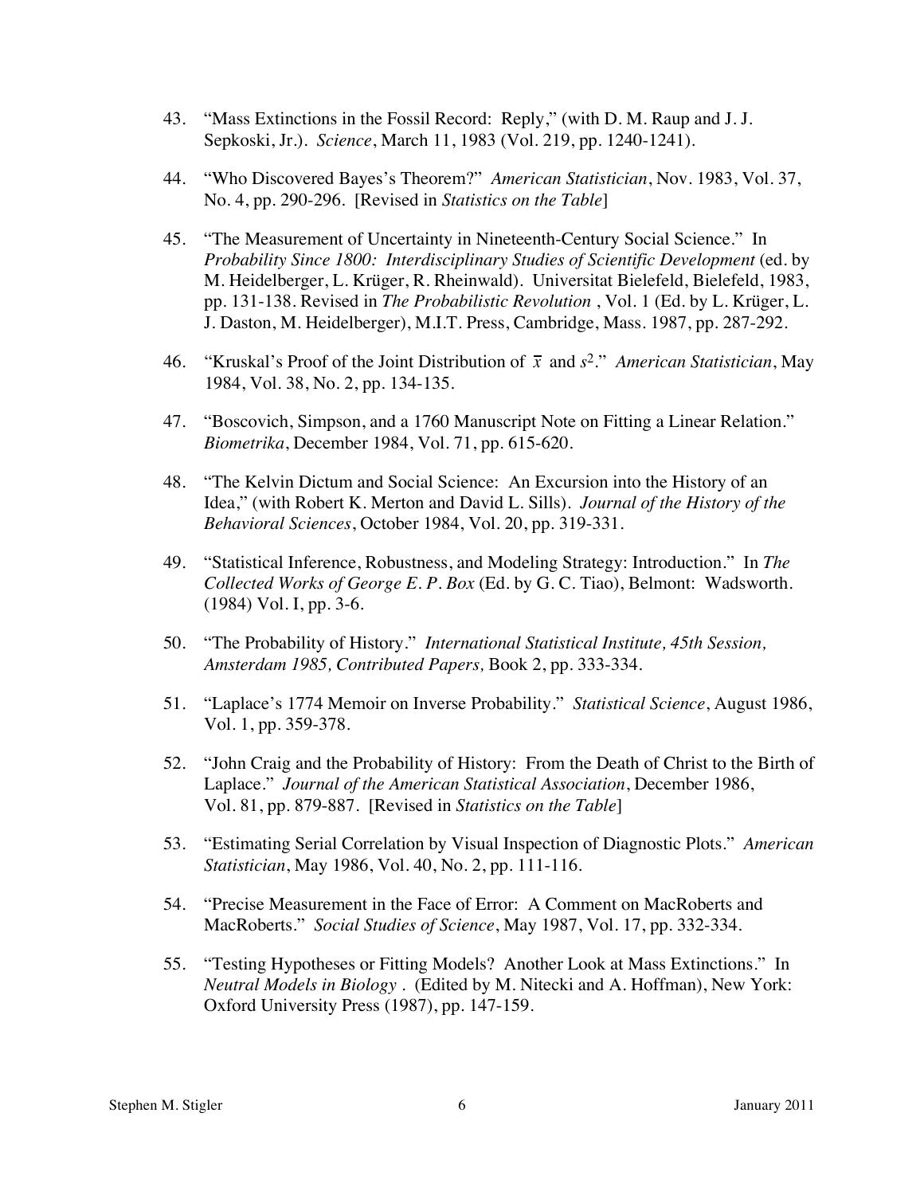43. "Mass Extinctions in the Fossil Record: Reply," (with D. M. Raup and J. J. Sepkoski, Jr.). *Science*, March 11, 1983 (Vol. 219, pp. 1240-1241).

44. "Who Discovered Bayes's Theorem?" *American Statistician*, Nov. 1983, Vol. 37, No. 4, pp. 290-296. [Revised in *Statistics on the Table*]

45. "The Measurement of Uncertainty in Nineteenth-Century Social Science." In *Probability Since 1800: Interdisciplinary Studies of Scientific Development* (ed. by M. Heidelberger, L. Krüger, R. Rheinwald). Universitat Bielefeld, Bielefeld, 1983, pp. 131-138. Revised in *The Probabilistic Revolution* , Vol. 1 (Ed. by L. Krüger, L. J. Daston, M. Heidelberger), M.I.T. Press, Cambridge, Mass. 1987, pp. 287-292.

46. "Kruskal's Proof of the Joint Distribution of $\bar{x}$ and $s^2$." *American Statistician*, May 1984, Vol. 38, No. 2, pp. 134-135.

47. "Boscovich, Simpson, and a 1760 Manuscript Note on Fitting a Linear Relation." *Biometrika*, December 1984, Vol. 71, pp. 615-620.

48. "The Kelvin Dictum and Social Science: An Excursion into the History of an Idea," (with Robert K. Merton and David L. Sills). *Journal of the History of the Behavioral Sciences*, October 1984, Vol. 20, pp. 319-331.

49. "Statistical Inference, Robustness, and Modeling Strategy: Introduction." In *The Collected Works of George E. P. Box* (Ed. by G. C. Tiao), Belmont: Wadsworth. (1984) Vol. I, pp. 3-6.

50. "The Probability of History." *International Statistical Institute, 45th Session, Amsterdam 1985, Contributed Papers,* Book 2, pp. 333-334.

51. "Laplace's 1774 Memoir on Inverse Probability." *Statistical Science*, August 1986, Vol. 1, pp. 359-378.

52. "John Craig and the Probability of History: From the Death of Christ to the Birth of Laplace." *Journal of the American Statistical Association*, December 1986, Vol. 81, pp. 879-887. [Revised in *Statistics on the Table*]

53. "Estimating Serial Correlation by Visual Inspection of Diagnostic Plots." *American Statistician*, May 1986, Vol. 40, No. 2, pp. 111-116.

54. "Precise Measurement in the Face of Error: A Comment on MacRoberts and MacRoberts." *Social Studies of Science*, May 1987, Vol. 17, pp. 332-334.

55. "Testing Hypotheses or Fitting Models? Another Look at Mass Extinctions." In *Neutral Models in Biology* . (Edited by M. Nitecki and A. Hoffman), New York: Oxford University Press (1987), pp. 147-159.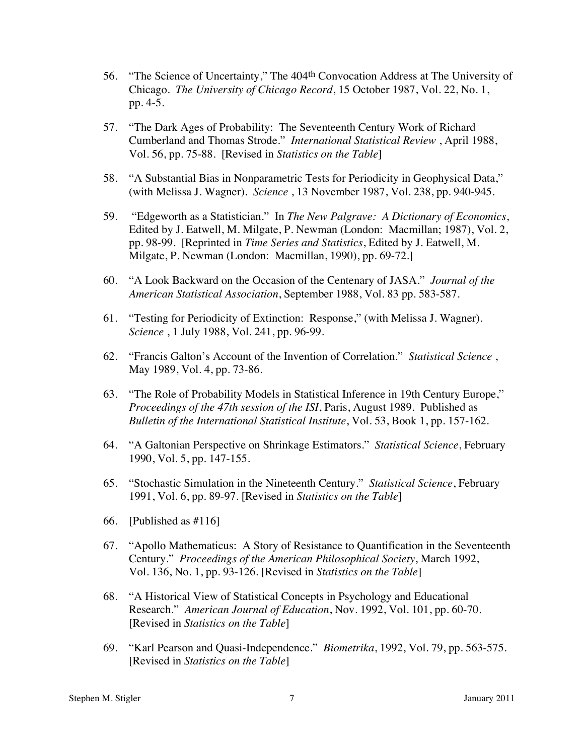56. "The Science of Uncertainty," The 404th Convocation Address at The University of Chicago. *The University of Chicago Record*, 15 October 1987, Vol. 22, No. 1, pp. 4-5.

57. "The Dark Ages of Probability: The Seventeenth Century Work of Richard Cumberland and Thomas Strode." *International Statistical Review* , April 1988, Vol. 56, pp. 75-88. [Revised in *Statistics on the Table*]

58. "A Substantial Bias in Nonparametric Tests for Periodicity in Geophysical Data," (with Melissa J. Wagner). *Science* , 13 November 1987, Vol. 238, pp. 940-945.

59. "Edgeworth as a Statistician." In *The New Palgrave: A Dictionary of Economics*, Edited by J. Eatwell, M. Milgate, P. Newman (London: Macmillan; 1987), Vol. 2, pp. 98-99. [Reprinted in *Time Series and Statistics*, Edited by J. Eatwell, M. Milgate, P. Newman (London: Macmillan, 1990), pp. 69-72.]

60. "A Look Backward on the Occasion of the Centenary of JASA." *Journal of the American Statistical Association*, September 1988, Vol. 83 pp. 583-587.

61. "Testing for Periodicity of Extinction: Response," (with Melissa J. Wagner). *Science* , 1 July 1988, Vol. 241, pp. 96-99.

62. "Francis Galton's Account of the Invention of Correlation." *Statistical Science* , May 1989, Vol. 4, pp. 73-86.

63. "The Role of Probability Models in Statistical Inference in 19th Century Europe," *Proceedings of the 47th session of the ISI*, Paris, August 1989. Published as *Bulletin of the International Statistical Institute*, Vol. 53, Book 1, pp. 157-162.

64. "A Galtonian Perspective on Shrinkage Estimators." *Statistical Science*, February 1990, Vol. 5, pp. 147-155.

65. "Stochastic Simulation in the Nineteenth Century." *Statistical Science*, February 1991, Vol. 6, pp. 89-97. [Revised in *Statistics on the Table*]

66. [Published as #116]

67. "Apollo Mathematicus: A Story of Resistance to Quantification in the Seventeenth Century." *Proceedings of the American Philosophical Society*, March 1992, Vol. 136, No. 1, pp. 93-126. [Revised in *Statistics on the Table*]

68. "A Historical View of Statistical Concepts in Psychology and Educational Research." *American Journal of Education*, Nov. 1992, Vol. 101, pp. 60-70. [Revised in *Statistics on the Table*]

69. "Karl Pearson and Quasi-Independence." *Biometrika*, 1992, Vol. 79, pp. 563-575. [Revised in *Statistics on the Table*]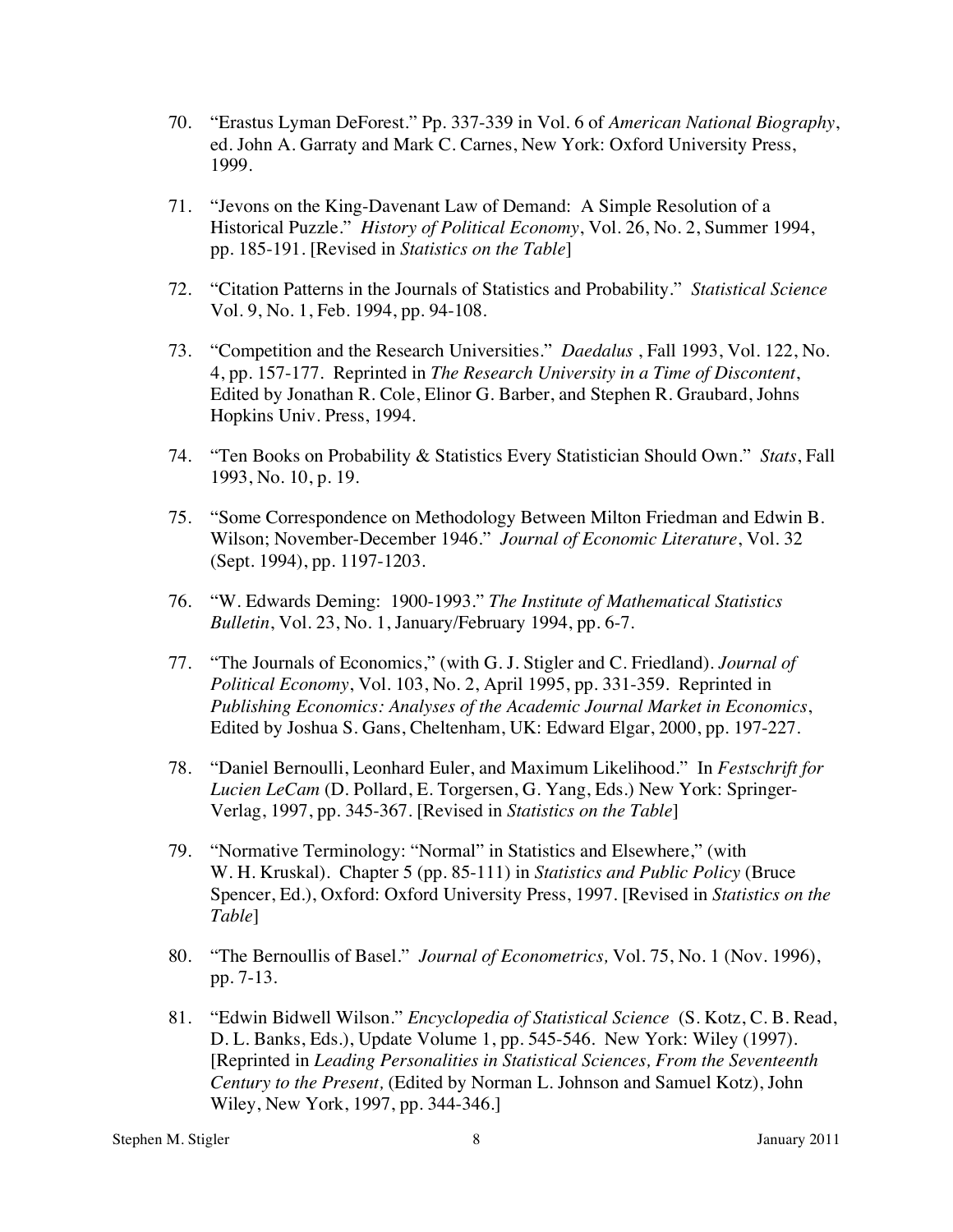70. "Erastus Lyman DeForest." Pp. 337-339 in Vol. 6 of *American National Biography*, ed. John A. Garraty and Mark C. Carnes, New York: Oxford University Press, 1999.

71. "Jevons on the King-Davenant Law of Demand: A Simple Resolution of a Historical Puzzle." *History of Political Economy*, Vol. 26, No. 2, Summer 1994, pp. 185-191. [Revised in *Statistics on the Table*]

72. "Citation Patterns in the Journals of Statistics and Probability." *Statistical Science* Vol. 9, No. 1, Feb. 1994, pp. 94-108.

73. "Competition and the Research Universities." *Daedalus* , Fall 1993, Vol. 122, No. 4, pp. 157-177. Reprinted in *The Research University in a Time of Discontent*, Edited by Jonathan R. Cole, Elinor G. Barber, and Stephen R. Graubard, Johns Hopkins Univ. Press, 1994.

74. "Ten Books on Probability & Statistics Every Statistician Should Own." *Stats*, Fall 1993, No. 10, p. 19.

75. "Some Correspondence on Methodology Between Milton Friedman and Edwin B. Wilson; November-December 1946." *Journal of Economic Literature*, Vol. 32 (Sept. 1994), pp. 1197-1203.

76. "W. Edwards Deming: 1900-1993." *The Institute of Mathematical Statistics Bulletin*, Vol. 23, No. 1, January/February 1994, pp. 6-7.

77. "The Journals of Economics," (with G. J. Stigler and C. Friedland). *Journal of Political Economy*, Vol. 103, No. 2, April 1995, pp. 331-359. Reprinted in *Publishing Economics: Analyses of the Academic Journal Market in Economics*, Edited by Joshua S. Gans, Cheltenham, UK: Edward Elgar, 2000, pp. 197-227.

78. "Daniel Bernoulli, Leonhard Euler, and Maximum Likelihood." In *Festschrift for Lucien LeCam* (D. Pollard, E. Torgersen, G. Yang, Eds.) New York: Springer-Verlag, 1997, pp. 345-367. [Revised in *Statistics on the Table*]

79. "Normative Terminology: "Normal" in Statistics and Elsewhere," (with W. H. Kruskal). Chapter 5 (pp. 85-111) in *Statistics and Public Policy* (Bruce Spencer, Ed.), Oxford: Oxford University Press, 1997. [Revised in *Statistics on the Table*]

80. "The Bernoullis of Basel." *Journal of Econometrics,* Vol. 75, No. 1 (Nov. 1996), pp. 7-13.

81. "Edwin Bidwell Wilson." *Encyclopedia of Statistical Science* (S. Kotz, C. B. Read, D. L. Banks, Eds.), Update Volume 1, pp. 545-546. New York: Wiley (1997). [Reprinted in *Leading Personalities in Statistical Sciences, From the Seventeenth Century to the Present,* (Edited by Norman L. Johnson and Samuel Kotz), John Wiley, New York, 1997, pp. 344-346.]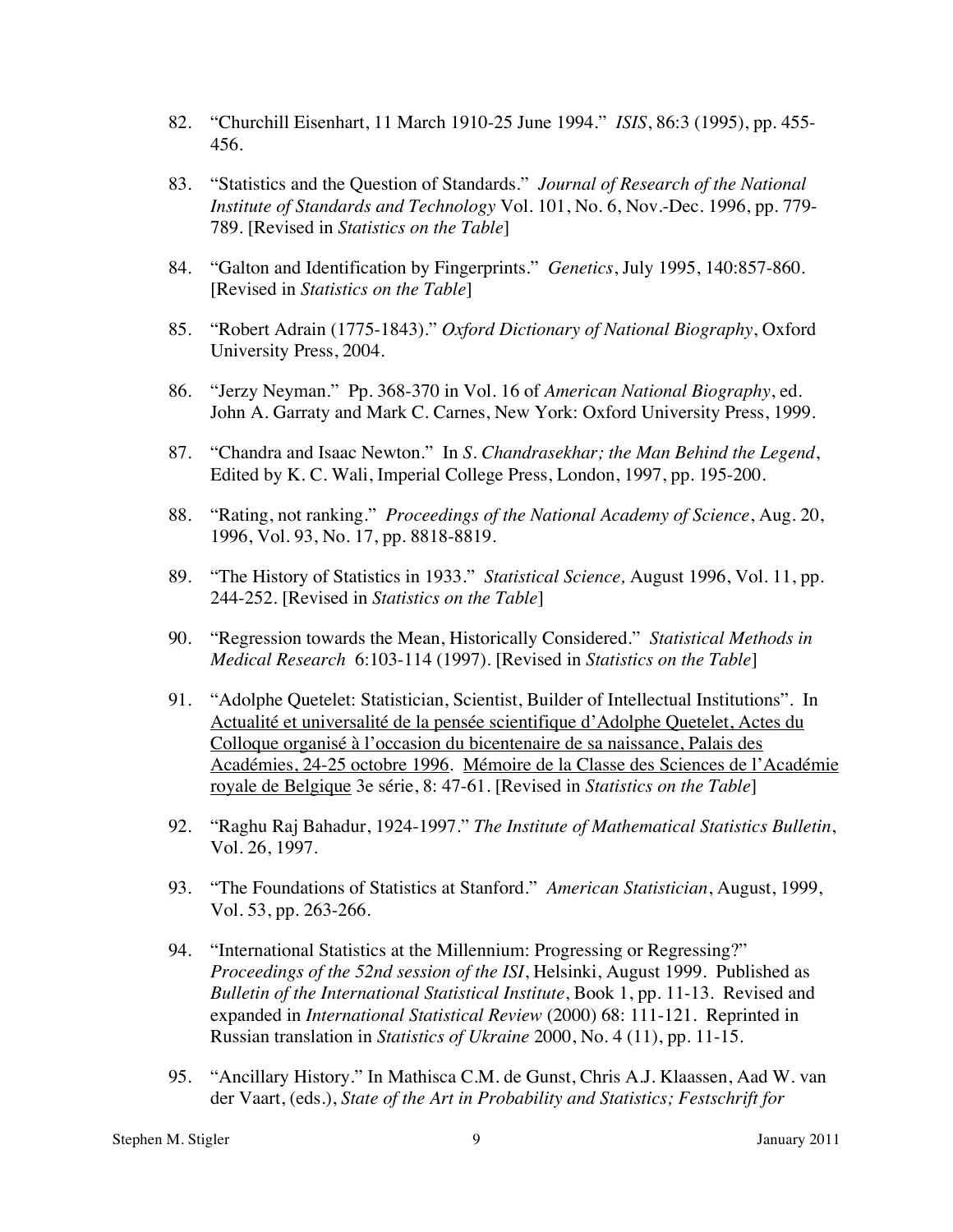82. "Churchill Eisenhart, 11 March 1910-25 June 1994." *ISIS*, 86:3 (1995), pp. 455-456.

83. "Statistics and the Question of Standards." *Journal of Research of the National Institute of Standards and Technology* Vol. 101, No. 6, Nov.-Dec. 1996, pp. 779-789. [Revised in *Statistics on the Table*]

84. "Galton and Identification by Fingerprints." *Genetics*, July 1995, 140:857-860. [Revised in *Statistics on the Table*]

85. "Robert Adrain (1775-1843)." *Oxford Dictionary of National Biography*, Oxford University Press, 2004.

86. "Jerzy Neyman." Pp. 368-370 in Vol. 16 of *American National Biography*, ed. John A. Garraty and Mark C. Carnes, New York: Oxford University Press, 1999.

87. "Chandra and Isaac Newton." In *S. Chandrasekhar; the Man Behind the Legend*, Edited by K. C. Wali, Imperial College Press, London, 1997, pp. 195-200.

88. "Rating, not ranking." *Proceedings of the National Academy of Science*, Aug. 20, 1996, Vol. 93, No. 17, pp. 8818-8819.

89. "The History of Statistics in 1933." *Statistical Science,* August 1996, Vol. 11, pp. 244-252. [Revised in *Statistics on the Table*]

90. "Regression towards the Mean, Historically Considered." *Statistical Methods in Medical Research* 6:103-114 (1997). [Revised in *Statistics on the Table*]

91. "Adolphe Quetelet: Statistician, Scientist, Builder of Intellectual Institutions". In Actualité et universalité de la pensée scientifique d'Adolphe Quetelet, Actes du Colloque organisé à l'occasion du bicentenaire de sa naissance, Palais des Académies, 24-25 octobre 1996. Mémoire de la Classe des Sciences de l'Académie royale de Belgique 3e série, 8: 47-61. [Revised in *Statistics on the Table*]

92. "Raghu Raj Bahadur, 1924-1997." *The Institute of Mathematical Statistics Bulletin*, Vol. 26, 1997.

93. "The Foundations of Statistics at Stanford." *American Statistician*, August, 1999, Vol. 53, pp. 263-266.

94. "International Statistics at the Millennium: Progressing or Regressing?" *Proceedings of the 52nd session of the ISI*, Helsinki, August 1999. Published as *Bulletin of the International Statistical Institute*, Book 1, pp. 11-13. Revised and expanded in *International Statistical Review* (2000) 68: 111-121. Reprinted in Russian translation in *Statistics of Ukraine* 2000, No. 4 (11), pp. 11-15.

95. "Ancillary History." In Mathisca C.M. de Gunst, Chris A.J. Klaassen, Aad W. van der Vaart, (eds.), *State of the Art in Probability and Statistics; Festschrift for*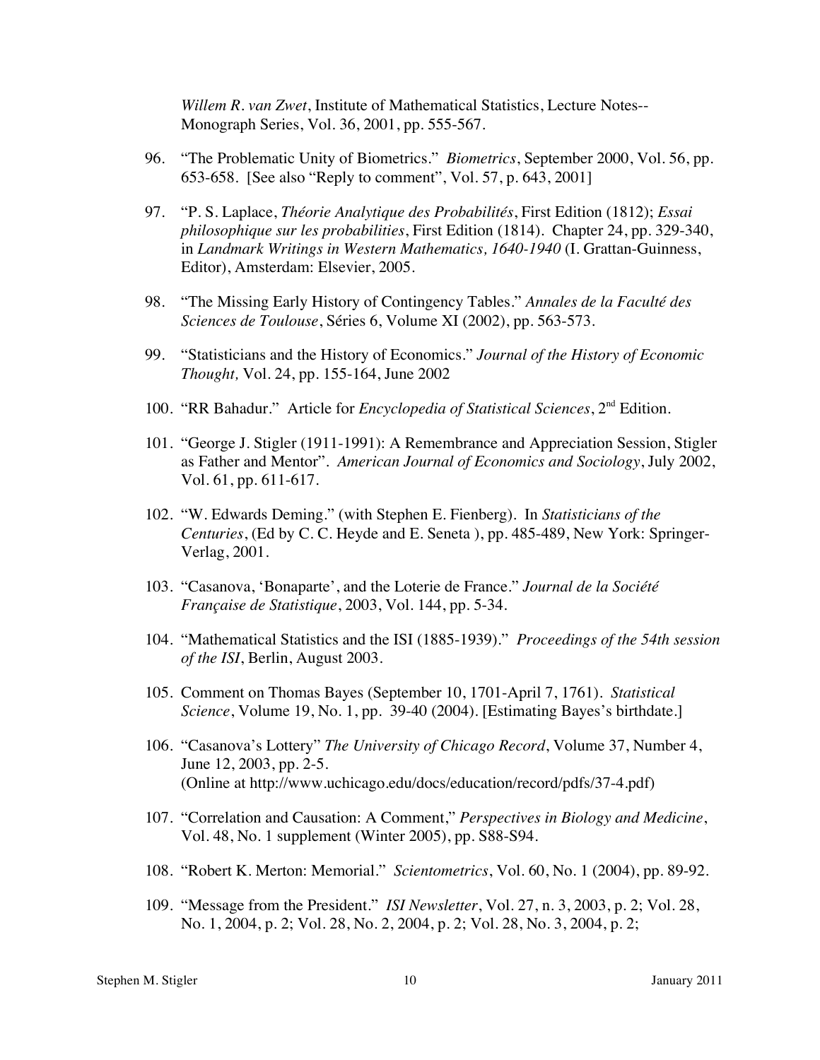*Willem R. van Zwet*, Institute of Mathematical Statistics, Lecture Notes--Monograph Series, Vol. 36, 2001, pp. 555-567.

96. "The Problematic Unity of Biometrics." *Biometrics*, September 2000, Vol. 56, pp. 653-658. [See also "Reply to comment", Vol. 57, p. 643, 2001]

97. "P. S. Laplace, *Théorie Analytique des Probabilités*, First Edition (1812); *Essai philosophique sur les probabilities*, First Edition (1814). Chapter 24, pp. 329-340, in *Landmark Writings in Western Mathematics, 1640-1940* (I. Grattan-Guinness, Editor), Amsterdam: Elsevier, 2005.

98. "The Missing Early History of Contingency Tables." *Annales de la Faculté des Sciences de Toulouse*, Séries 6, Volume XI (2002), pp. 563-573.

99. "Statisticians and the History of Economics." *Journal of the History of Economic Thought,* Vol. 24, pp. 155-164, June 2002

100. "RR Bahadur." Article for *Encyclopedia of Statistical Sciences*, 2nd Edition.

101. "George J. Stigler (1911-1991): A Remembrance and Appreciation Session, Stigler as Father and Mentor". *American Journal of Economics and Sociology*, July 2002, Vol. 61, pp. 611-617.

102. "W. Edwards Deming." (with Stephen E. Fienberg). In *Statisticians of the Centuries*, (Ed by C. C. Heyde and E. Seneta ), pp. 485-489, New York: Springer-Verlag, 2001.

103. "Casanova, 'Bonaparte', and the Loterie de France." *Journal de la Société Française de Statistique*, 2003, Vol. 144, pp. 5-34.

104. "Mathematical Statistics and the ISI (1885-1939)." *Proceedings of the 54th session of the ISI*, Berlin, August 2003.

105. Comment on Thomas Bayes (September 10, 1701-April 7, 1761). *Statistical Science*, Volume 19, No. 1, pp. 39-40 (2004). [Estimating Bayes's birthdate.]

106. "Casanova's Lottery" *The University of Chicago Record*, Volume 37, Number 4, June 12, 2003, pp. 2-5. (Online at http://www.uchicago.edu/docs/education/record/pdfs/37-4.pdf)

107. "Correlation and Causation: A Comment," *Perspectives in Biology and Medicine*, Vol. 48, No. 1 supplement (Winter 2005), pp. S88-S94.

108. "Robert K. Merton: Memorial." *Scientometrics*, Vol. 60, No. 1 (2004), pp. 89-92.

109. "Message from the President." *ISI Newsletter*, Vol. 27, n. 3, 2003, p. 2; Vol. 28, No. 1, 2004, p. 2; Vol. 28, No. 2, 2004, p. 2; Vol. 28, No. 3, 2004, p. 2;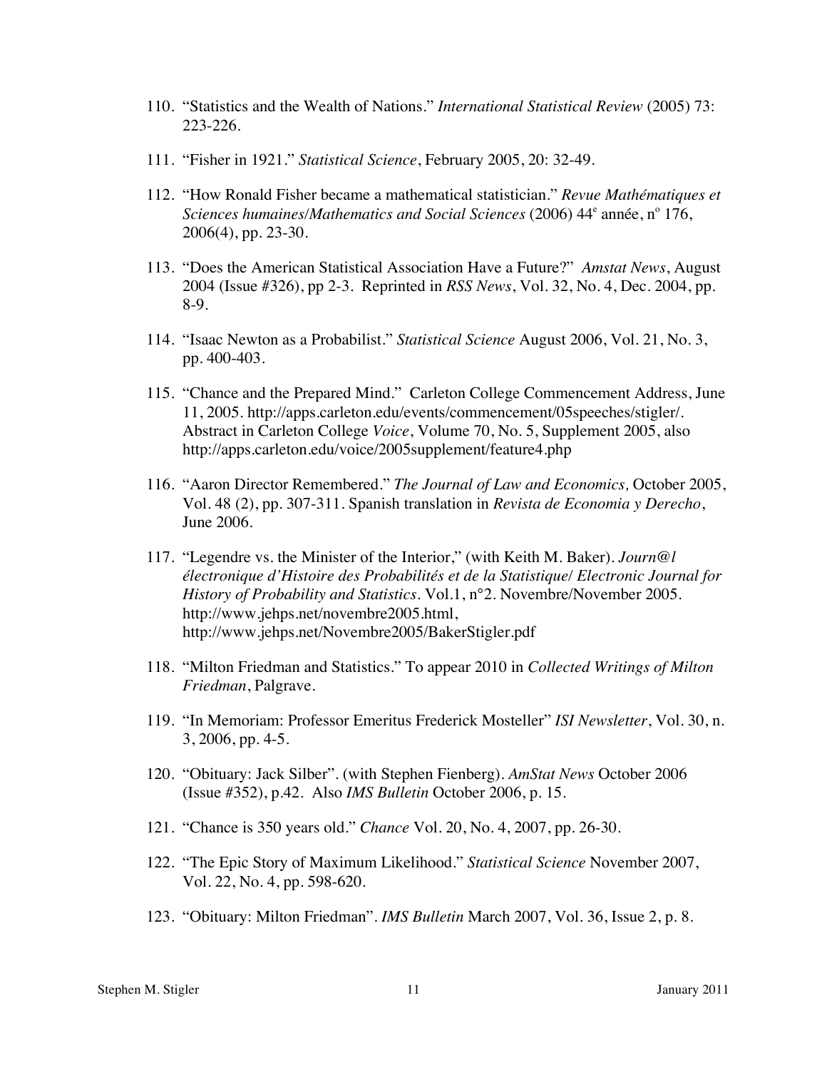110. "Statistics and the Wealth of Nations." *International Statistical Review* (2005) 73: 223-226.

111. "Fisher in 1921." *Statistical Science*, February 2005, 20: 32-49.

112. "How Ronald Fisher became a mathematical statistician." *Revue Mathématiques et Sciences humaines/Mathematics and Social Sciences* (2006) 44e année, no 176, 2006(4), pp. 23-30.

113. "Does the American Statistical Association Have a Future?" *Amstat News*, August 2004 (Issue #326), pp 2-3. Reprinted in *RSS News*, Vol. 32, No. 4, Dec. 2004, pp. 8-9.

114. "Isaac Newton as a Probabilist." *Statistical Science* August 2006, Vol. 21, No. 3, pp. 400-403.

115. "Chance and the Prepared Mind." Carleton College Commencement Address, June 11, 2005. http://apps.carleton.edu/events/commencement/05speeches/stigler/. Abstract in Carleton College *Voice*, Volume 70, No. 5, Supplement 2005, also http://apps.carleton.edu/voice/2005supplement/feature4.php

116. "Aaron Director Remembered." *The Journal of Law and Economics,* October 2005, Vol. 48 (2), pp. 307-311. Spanish translation in *Revista de Economia y Derecho*, June 2006.

117. "Legendre vs. the Minister of the Interior," (with Keith M. Baker). *Journ@l électronique d'Histoire des Probabilités et de la Statistique/ Electronic Journal for History of Probability and Statistics*. Vol.1, n°2. Novembre/November 2005. http://www.jehps.net/novembre2005.html, http://www.jehps.net/Novembre2005/BakerStigler.pdf

118. "Milton Friedman and Statistics." To appear 2010 in *Collected Writings of Milton Friedman*, Palgrave.

119. "In Memoriam: Professor Emeritus Frederick Mosteller" *ISI Newsletter*, Vol. 30, n. 3, 2006, pp. 4-5.

120. "Obituary: Jack Silber". (with Stephen Fienberg). *AmStat News* October 2006 (Issue #352), p.42. Also *IMS Bulletin* October 2006, p. 15.

121. "Chance is 350 years old." *Chance* Vol. 20, No. 4, 2007, pp. 26-30.

122. "The Epic Story of Maximum Likelihood." *Statistical Science* November 2007, Vol. 22, No. 4, pp. 598-620.

123. "Obituary: Milton Friedman". *IMS Bulletin* March 2007, Vol. 36, Issue 2, p. 8.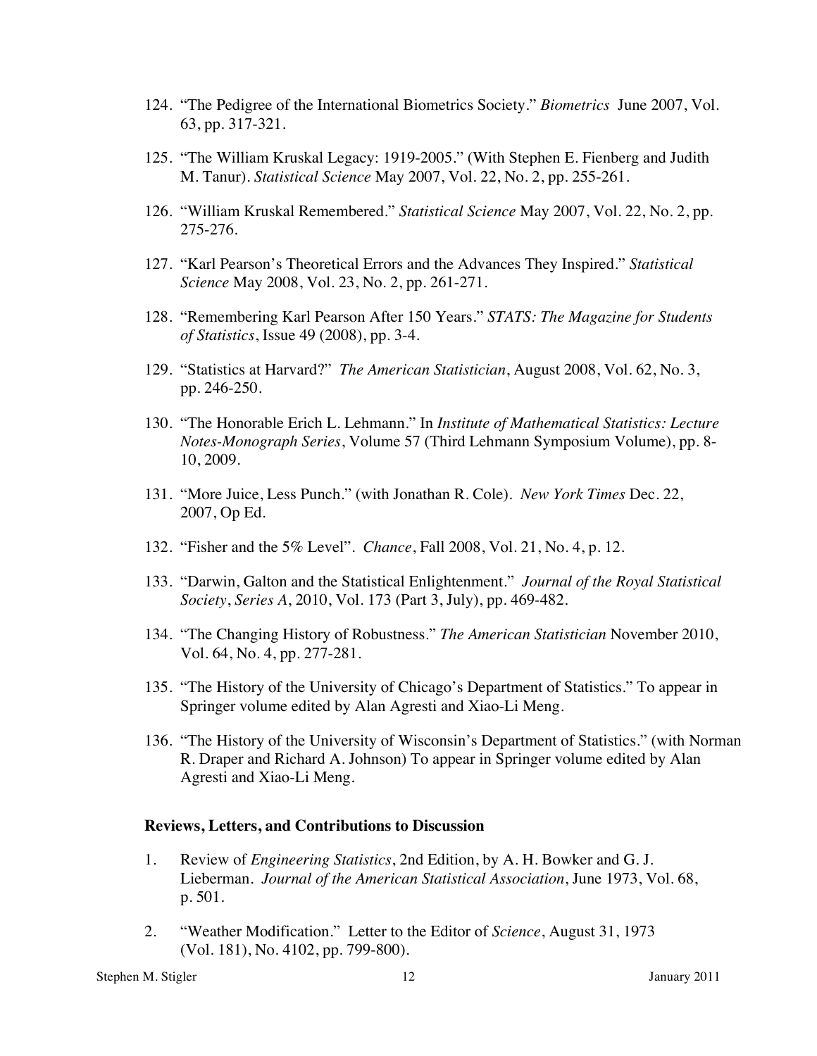124. "The Pedigree of the International Biometrics Society." *Biometrics* June 2007, Vol. 63, pp. 317-321.

125. "The William Kruskal Legacy: 1919-2005." (With Stephen E. Fienberg and Judith M. Tanur). *Statistical Science* May 2007, Vol. 22, No. 2, pp. 255-261.

126. "William Kruskal Remembered." *Statistical Science* May 2007, Vol. 22, No. 2, pp. 275-276.

127. "Karl Pearson's Theoretical Errors and the Advances They Inspired." *Statistical Science* May 2008, Vol. 23, No. 2, pp. 261-271.

128. "Remembering Karl Pearson After 150 Years." *STATS: The Magazine for Students of Statistics*, Issue 49 (2008), pp. 3-4.

129. "Statistics at Harvard?" *The American Statistician*, August 2008, Vol. 62, No. 3, pp. 246-250.

130. "The Honorable Erich L. Lehmann." In *Institute of Mathematical Statistics: Lecture Notes-Monograph Series*, Volume 57 (Third Lehmann Symposium Volume), pp. 8-10, 2009.

131. "More Juice, Less Punch." (with Jonathan R. Cole). *New York Times* Dec. 22, 2007, Op Ed.

132. "Fisher and the 5% Level". *Chance*, Fall 2008, Vol. 21, No. 4, p. 12.

133. "Darwin, Galton and the Statistical Enlightenment." *Journal of the Royal Statistical Society*, *Series A*, 2010, Vol. 173 (Part 3, July), pp. 469-482.

134. "The Changing History of Robustness." *The American Statistician* November 2010, Vol. 64, No. 4, pp. 277-281.

135. "The History of the University of Chicago's Department of Statistics." To appear in Springer volume edited by Alan Agresti and Xiao-Li Meng.

136. "The History of the University of Wisconsin's Department of Statistics." (with Norman R. Draper and Richard A. Johnson) To appear in Springer volume edited by Alan Agresti and Xiao-Li Meng.

### Reviews, Letters, and Contributions to Discussion

1. Review of *Engineering Statistics*, 2nd Edition, by A. H. Bowker and G. J. Lieberman. *Journal of the American Statistical Association*, June 1973, Vol. 68, p. 501.

2. "Weather Modification." Letter to the Editor of *Science*, August 31, 1973 (Vol. 181), No. 4102, pp. 799-800).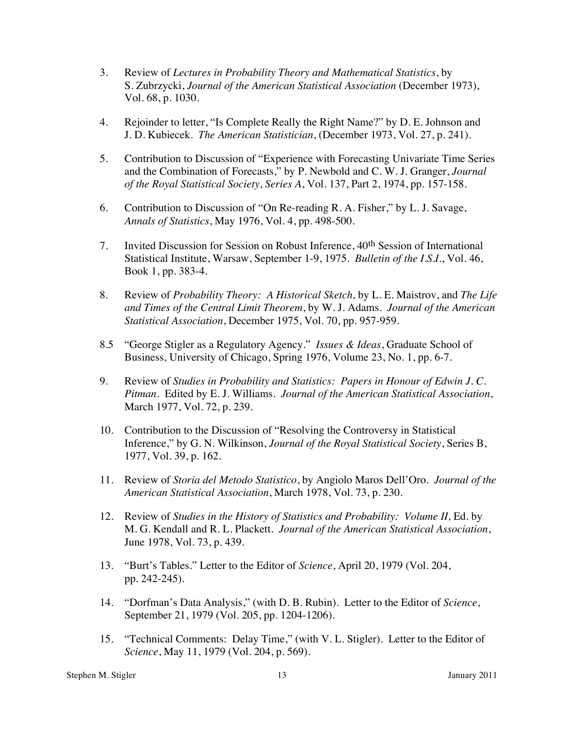3. Review of *Lectures in Probability Theory and Mathematical Statistics*, by S. Zubrzycki, *Journal of the American Statistical Association* (December 1973), Vol. 68, p. 1030.

4. Rejoinder to letter, "Is Complete Really the Right Name?" by D. E. Johnson and J. D. Kubiecek. *The American Statistician*, (December 1973, Vol. 27, p. 241).

5. Contribution to Discussion of "Experience with Forecasting Univariate Time Series and the Combination of Forecasts," by P. Newbold and C. W. J. Granger, *Journal of the Royal Statistical Society, Series A*, Vol. 137, Part 2, 1974, pp. 157-158.

6. Contribution to Discussion of "On Re-reading R. A. Fisher," by L. J. Savage, *Annals of Statistics*, May 1976, Vol. 4, pp. 498-500.

7. Invited Discussion for Session on Robust Inference, 40th Session of International Statistical Institute, Warsaw, September 1-9, 1975. *Bulletin of the I.S.I.*, Vol. 46, Book 1, pp. 383-4.

8. Review of *Probability Theory: A Historical Sketch,* by L. E. Maistrov, and *The Life and Times of the Central Limit Theorem*, by W. J. Adams. *Journal of the American Statistical Association*, December 1975, Vol. 70, pp. 957-959.

8.5 "George Stigler as a Regulatory Agency." *Issues & Ideas*, Graduate School of Business, University of Chicago, Spring 1976, Volume 23, No. 1, pp. 6-7.

9. Review of *Studies in Probability and Statistics: Papers in Honour of Edwin J. C. Pitman*. Edited by E. J. Williams. *Journal of the American Statistical Association*, March 1977, Vol. 72, p. 239.

10. Contribution to the Discussion of "Resolving the Controversy in Statistical Inference," by G. N. Wilkinson, *Journal of the Royal Statistical Society*, Series B, 1977, Vol. 39, p. 162.

11. Review of *Storia del Metodo Statistico*, by Angiolo Maros Dell'Oro. *Journal of the American Statistical Association*, March 1978, Vol. 73, p. 230.

12. Review of *Studies in the History of Statistics and Probability: Volume II,* Ed. by M. G. Kendall and R. L. Plackett. *Journal of the American Statistical Association*, June 1978, Vol. 73, p. 439.

13. "Burt's Tables." Letter to the Editor of *Science*, April 20, 1979 (Vol. 204, pp. 242-245).

14. "Dorfman's Data Analysis," (with D. B. Rubin). Letter to the Editor of *Science*, September 21, 1979 (Vol. 205, pp. 1204-1206).

15. "Technical Comments: Delay Time," (with V. L. Stigler). Letter to the Editor of *Science*, May 11, 1979 (Vol. 204, p. 569).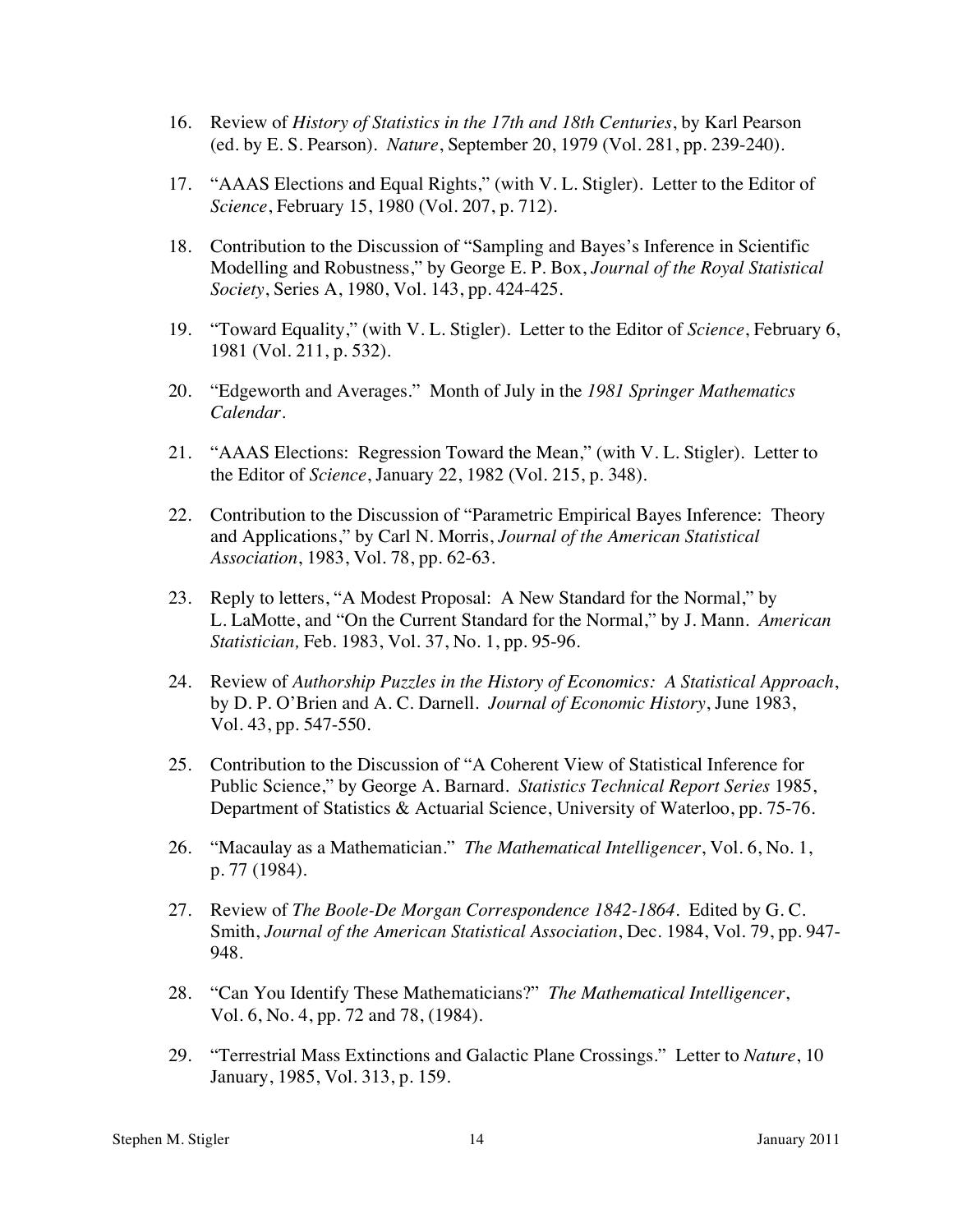16. Review of *History of Statistics in the 17th and 18th Centuries*, by Karl Pearson (ed. by E. S. Pearson). *Nature*, September 20, 1979 (Vol. 281, pp. 239-240).

17. "AAAS Elections and Equal Rights," (with V. L. Stigler). Letter to the Editor of *Science*, February 15, 1980 (Vol. 207, p. 712).

18. Contribution to the Discussion of "Sampling and Bayes's Inference in Scientific Modelling and Robustness," by George E. P. Box, *Journal of the Royal Statistical Society*, Series A, 1980, Vol. 143, pp. 424-425.

19. "Toward Equality," (with V. L. Stigler). Letter to the Editor of *Science*, February 6, 1981 (Vol. 211, p. 532).

20. "Edgeworth and Averages." Month of July in the *1981 Springer Mathematics Calendar*.

21. "AAAS Elections: Regression Toward the Mean," (with V. L. Stigler). Letter to the Editor of *Science*, January 22, 1982 (Vol. 215, p. 348).

22. Contribution to the Discussion of "Parametric Empirical Bayes Inference: Theory and Applications," by Carl N. Morris, *Journal of the American Statistical Association*, 1983, Vol. 78, pp. 62-63.

23. Reply to letters, "A Modest Proposal: A New Standard for the Normal," by L. LaMotte, and "On the Current Standard for the Normal," by J. Mann. *American Statistician,* Feb. 1983, Vol. 37, No. 1, pp. 95-96.

24. Review of *Authorship Puzzles in the History of Economics: A Statistical Approach*, by D. P. O'Brien and A. C. Darnell. *Journal of Economic History*, June 1983, Vol. 43, pp. 547-550.

25. Contribution to the Discussion of "A Coherent View of Statistical Inference for Public Science," by George A. Barnard. *Statistics Technical Report Series* 1985, Department of Statistics & Actuarial Science, University of Waterloo, pp. 75-76.

26. "Macaulay as a Mathematician." *The Mathematical Intelligencer*, Vol. 6, No. 1, p. 77 (1984).

27. Review of *The Boole-De Morgan Correspondence 1842-1864*. Edited by G. C. Smith, *Journal of the American Statistical Association*, Dec. 1984, Vol. 79, pp. 947-948.

28. "Can You Identify These Mathematicians?" *The Mathematical Intelligencer*, Vol. 6, No. 4, pp. 72 and 78, (1984).

29. "Terrestrial Mass Extinctions and Galactic Plane Crossings." Letter to *Nature*, 10 January, 1985, Vol. 313, p. 159.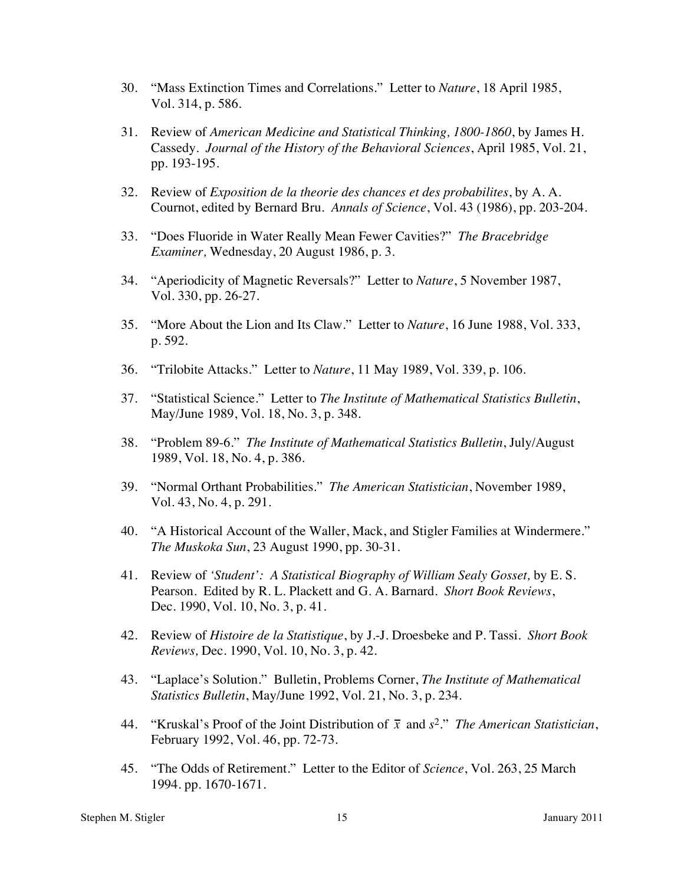30. "Mass Extinction Times and Correlations." Letter to *Nature*, 18 April 1985, Vol. 314, p. 586.

31. Review of *American Medicine and Statistical Thinking, 1800-1860*, by James H. Cassedy. *Journal of the History of the Behavioral Sciences*, April 1985, Vol. 21, pp. 193-195.

32. Review of *Exposition de la theorie des chances et des probabilites*, by A. A. Cournot, edited by Bernard Bru. *Annals of Science*, Vol. 43 (1986), pp. 203-204.

33. "Does Fluoride in Water Really Mean Fewer Cavities?" *The Bracebridge Examiner,* Wednesday, 20 August 1986, p. 3.

34. "Aperiodicity of Magnetic Reversals?" Letter to *Nature*, 5 November 1987, Vol. 330, pp. 26-27.

35. "More About the Lion and Its Claw." Letter to *Nature*, 16 June 1988, Vol. 333, p. 592.

36. "Trilobite Attacks." Letter to *Nature*, 11 May 1989, Vol. 339, p. 106.

37. "Statistical Science." Letter to *The Institute of Mathematical Statistics Bulletin*, May/June 1989, Vol. 18, No. 3, p. 348.

38. "Problem 89-6." *The Institute of Mathematical Statistics Bulletin*, July/August 1989, Vol. 18, No. 4, p. 386.

39. "Normal Orthant Probabilities." *The American Statistician*, November 1989, Vol. 43, No. 4, p. 291.

40. "A Historical Account of the Waller, Mack, and Stigler Families at Windermere." *The Muskoka Sun*, 23 August 1990, pp. 30-31.

41. Review of *'Student': A Statistical Biography of William Sealy Gosset,* by E. S. Pearson. Edited by R. L. Plackett and G. A. Barnard. *Short Book Reviews*, Dec. 1990, Vol. 10, No. 3, p. 41.

42. Review of *Histoire de la Statistique*, by J.-J. Droesbeke and P. Tassi. *Short Book Reviews,* Dec. 1990, Vol. 10, No. 3, p. 42.

43. "Laplace's Solution." Bulletin, Problems Corner, *The Institute of Mathematical Statistics Bulletin*, May/June 1992, Vol. 21, No. 3, p. 234.

44. "Kruskal's Proof of the Joint Distribution of $\bar{x}$ and $s^2$." *The American Statistician*, February 1992, Vol. 46, pp. 72-73.

45. "The Odds of Retirement." Letter to the Editor of *Science*, Vol. 263, 25 March 1994. pp. 1670-1671.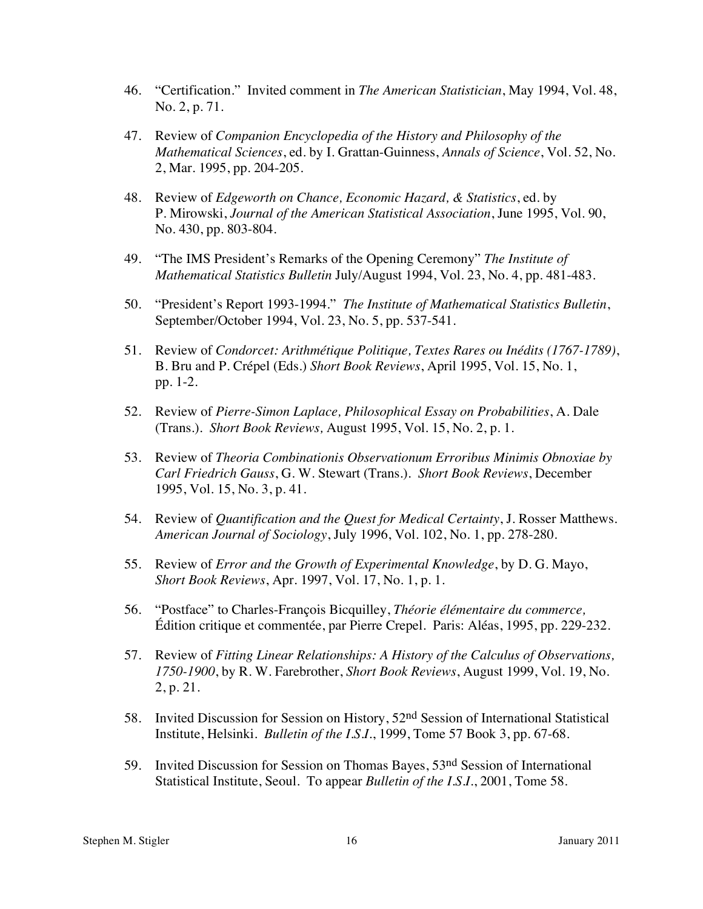46. "Certification." Invited comment in *The American Statistician*, May 1994, Vol. 48, No. 2, p. 71.

47. Review of *Companion Encyclopedia of the History and Philosophy of the Mathematical Sciences*, ed. by I. Grattan-Guinness, *Annals of Science*, Vol. 52, No. 2, Mar. 1995, pp. 204-205.

48. Review of *Edgeworth on Chance, Economic Hazard, & Statistics*, ed. by P. Mirowski, *Journal of the American Statistical Association*, June 1995, Vol. 90, No. 430, pp. 803-804.

49. "The IMS President's Remarks of the Opening Ceremony" *The Institute of Mathematical Statistics Bulletin* July/August 1994, Vol. 23, No. 4, pp. 481-483.

50. "President's Report 1993-1994." *The Institute of Mathematical Statistics Bulletin*, September/October 1994, Vol. 23, No. 5, pp. 537-541.

51. Review of *Condorcet: Arithmétique Politique, Textes Rares ou Inédits (1767-1789)*, B. Bru and P. Crépel (Eds.) *Short Book Reviews*, April 1995, Vol. 15, No. 1, pp. 1-2.

52. Review of *Pierre-Simon Laplace, Philosophical Essay on Probabilities*, A. Dale (Trans.). *Short Book Reviews,* August 1995, Vol. 15, No. 2, p. 1.

53. Review of *Theoria Combinationis Observationum Erroribus Minimis Obnoxiae by Carl Friedrich Gauss*, G. W. Stewart (Trans.). *Short Book Reviews*, December 1995, Vol. 15, No. 3, p. 41.

54. Review of *Quantification and the Quest for Medical Certainty*, J. Rosser Matthews. *American Journal of Sociology*, July 1996, Vol. 102, No. 1, pp. 278-280.

55. Review of *Error and the Growth of Experimental Knowledge*, by D. G. Mayo, *Short Book Reviews*, Apr. 1997, Vol. 17, No. 1, p. 1.

56. "Postface" to Charles-François Bicquilley, *Théorie élémentaire du commerce,* Édition critique et commentée, par Pierre Crepel. Paris: Aléas, 1995, pp. 229-232.

57. Review of *Fitting Linear Relationships: A History of the Calculus of Observations, 1750-1900*, by R. W. Farebrother, *Short Book Reviews*, August 1999, Vol. 19, No. 2, p. 21.

58. Invited Discussion for Session on History, 52nd Session of International Statistical Institute, Helsinki. *Bulletin of the I.S.I.*, 1999, Tome 57 Book 3, pp. 67-68.

59. Invited Discussion for Session on Thomas Bayes, 53rd Session of International Statistical Institute, Seoul. To appear *Bulletin of the I.S.I.*, 2001, Tome 58.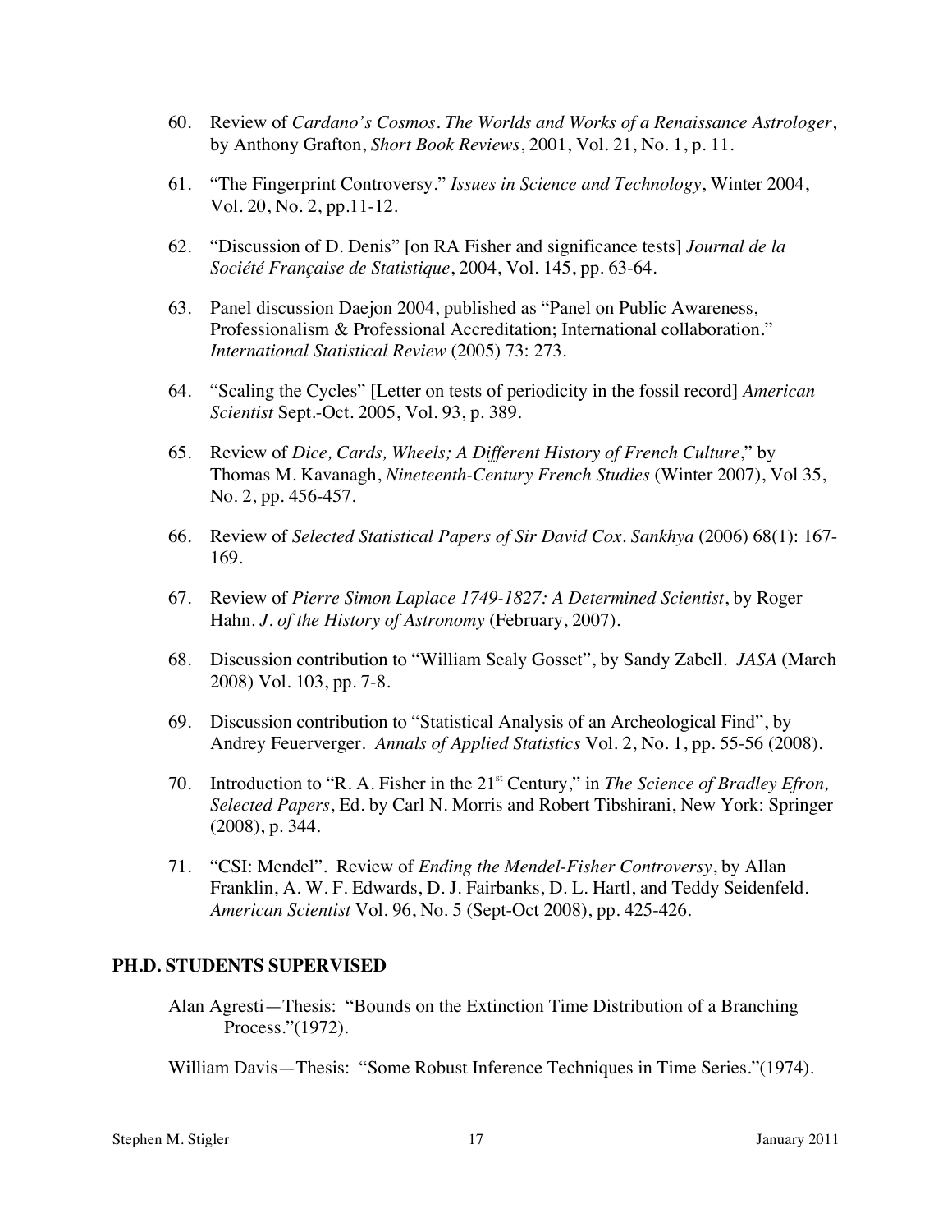60. Review of *Cardano's Cosmos. The Worlds and Works of a Renaissance Astrologer*, by Anthony Grafton, *Short Book Reviews*, 2001, Vol. 21, No. 1, p. 11.

61. "The Fingerprint Controversy." *Issues in Science and Technology*, Winter 2004, Vol. 20, No. 2, pp.11-12.

62. "Discussion of D. Denis" [on RA Fisher and significance tests] *Journal de la Société Française de Statistique*, 2004, Vol. 145, pp. 63-64.

63. Panel discussion Daejon 2004, published as "Panel on Public Awareness, Professionalism & Professional Accreditation; International collaboration." *International Statistical Review* (2005) 73: 273.

64. "Scaling the Cycles" [Letter on tests of periodicity in the fossil record] *American Scientist* Sept.-Oct. 2005, Vol. 93, p. 389.

65. Review of *Dice, Cards, Wheels; A Different History of French Culture*," by Thomas M. Kavanagh, *Nineteenth-Century French Studies* (Winter 2007), Vol 35, No. 2, pp. 456-457.

66. Review of *Selected Statistical Papers of Sir David Cox*. *Sankhya* (2006) 68(1): 167-169.

67. Review of *Pierre Simon Laplace 1749-1827: A Determined Scientist*, by Roger Hahn. *J. of the History of Astronomy* (February, 2007).

68. Discussion contribution to "William Sealy Gosset", by Sandy Zabell. *JASA* (March 2008) Vol. 103, pp. 7-8.

69. Discussion contribution to "Statistical Analysis of an Archeological Find", by Andrey Feuerverger. *Annals of Applied Statistics* Vol. 2, No. 1, pp. 55-56 (2008).

70. Introduction to "R. A. Fisher in the 21st Century," in *The Science of Bradley Efron, Selected Papers*, Ed. by Carl N. Morris and Robert Tibshirani, New York: Springer (2008), p. 344.

71. "CSI: Mendel". Review of *Ending the Mendel-Fisher Controversy*, by Allan Franklin, A. W. F. Edwards, D. J. Fairbanks, D. L. Hartl, and Teddy Seidenfeld. *American Scientist* Vol. 96, No. 5 (Sept-Oct 2008), pp. 425-426.

## PH.D. STUDENTS SUPERVISED

Alan Agresti—Thesis: "Bounds on the Extinction Time Distribution of a Branching Process."(1972).

William Davis—Thesis: "Some Robust Inference Techniques in Time Series."(1974).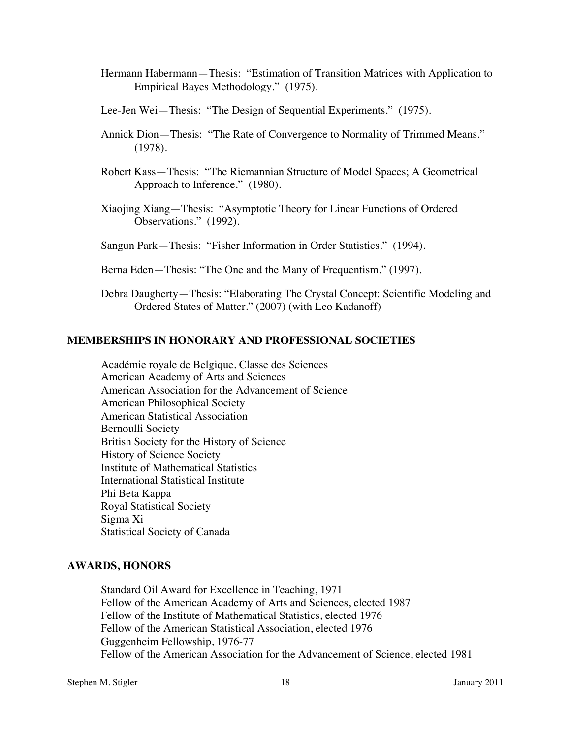Hermann Habermann—Thesis: "Estimation of Transition Matrices with Application to Empirical Bayes Methodology." (1975).

Lee-Jen Wei—Thesis: "The Design of Sequential Experiments." (1975).

Annick Dion—Thesis: "The Rate of Convergence to Normality of Trimmed Means." (1978).

Robert Kass—Thesis: "The Riemannian Structure of Model Spaces; A Geometrical Approach to Inference." (1980).

Xiaojing Xiang—Thesis: "Asymptotic Theory for Linear Functions of Ordered Observations." (1992).

Sangun Park—Thesis: "Fisher Information in Order Statistics." (1994).

Berna Eden—Thesis: "The One and the Many of Frequentism." (1997).

Debra Daugherty—Thesis: "Elaborating The Crystal Concept: Scientific Modeling and Ordered States of Matter." (2007) (with Leo Kadanoff)

## MEMBERSHIPS IN HONORARY AND PROFESSIONAL SOCIETIES

Académie royale de Belgique, Classe des Sciences
American Academy of Arts and Sciences
American Association for the Advancement of Science
American Philosophical Society
American Statistical Association
Bernoulli Society
British Society for the History of Science
History of Science Society
Institute of Mathematical Statistics
International Statistical Institute
Phi Beta Kappa
Royal Statistical Society
Sigma Xi
Statistical Society of Canada

## AWARDS, HONORS

Standard Oil Award for Excellence in Teaching, 1971
Fellow of the American Academy of Arts and Sciences, elected 1987
Fellow of the Institute of Mathematical Statistics, elected 1976
Fellow of the American Statistical Association, elected 1976
Guggenheim Fellowship, 1976-77
Fellow of the American Association for the Advancement of Science, elected 1981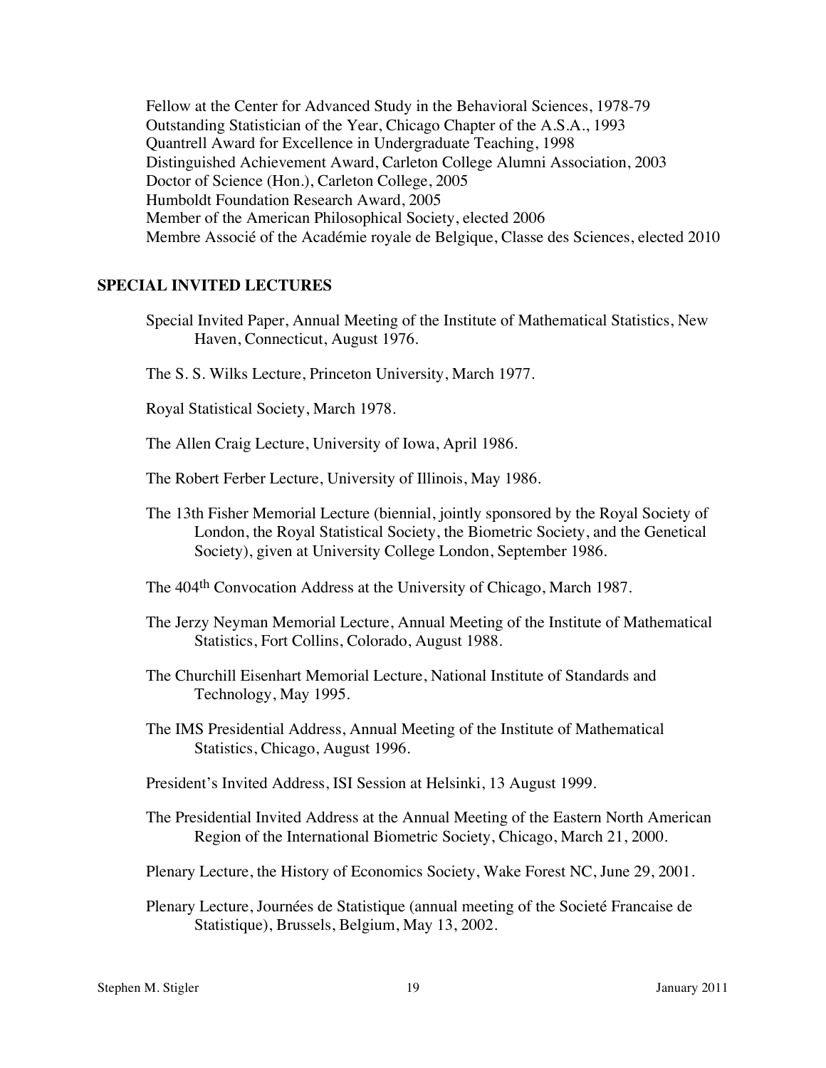Fellow at the Center for Advanced Study in the Behavioral Sciences, 1978-79
Outstanding Statistician of the Year, Chicago Chapter of the A.S.A., 1993
Quantrell Award for Excellence in Undergraduate Teaching, 1998
Distinguished Achievement Award, Carleton College Alumni Association, 2003
Doctor of Science (Hon.), Carleton College, 2005
Humboldt Foundation Research Award, 2005
Member of the American Philosophical Society, elected 2006
Membre Associé of the Académie royale de Belgique, Classe des Sciences, elected 2010

## SPECIAL INVITED LECTURES

Special Invited Paper, Annual Meeting of the Institute of Mathematical Statistics, New Haven, Connecticut, August 1976.

The S. S. Wilks Lecture, Princeton University, March 1977.

Royal Statistical Society, March 1978.

The Allen Craig Lecture, University of Iowa, April 1986.

The Robert Ferber Lecture, University of Illinois, May 1986.

The 13th Fisher Memorial Lecture (biennial, jointly sponsored by the Royal Society of London, the Royal Statistical Society, the Biometric Society, and the Genetical Society), given at University College London, September 1986.

The 404th Convocation Address at the University of Chicago, March 1987.

The Jerzy Neyman Memorial Lecture, Annual Meeting of the Institute of Mathematical Statistics, Fort Collins, Colorado, August 1988.

The Churchill Eisenhart Memorial Lecture, National Institute of Standards and Technology, May 1995.

The IMS Presidential Address, Annual Meeting of the Institute of Mathematical Statistics, Chicago, August 1996.

President's Invited Address, ISI Session at Helsinki, 13 August 1999.

The Presidential Invited Address at the Annual Meeting of the Eastern North American Region of the International Biometric Society, Chicago, March 21, 2000.

Plenary Lecture, the History of Economics Society, Wake Forest NC, June 29, 2001.

Plenary Lecture, Journées de Statistique (annual meeting of the Societé Francaise de Statistique), Brussels, Belgium, May 13, 2002.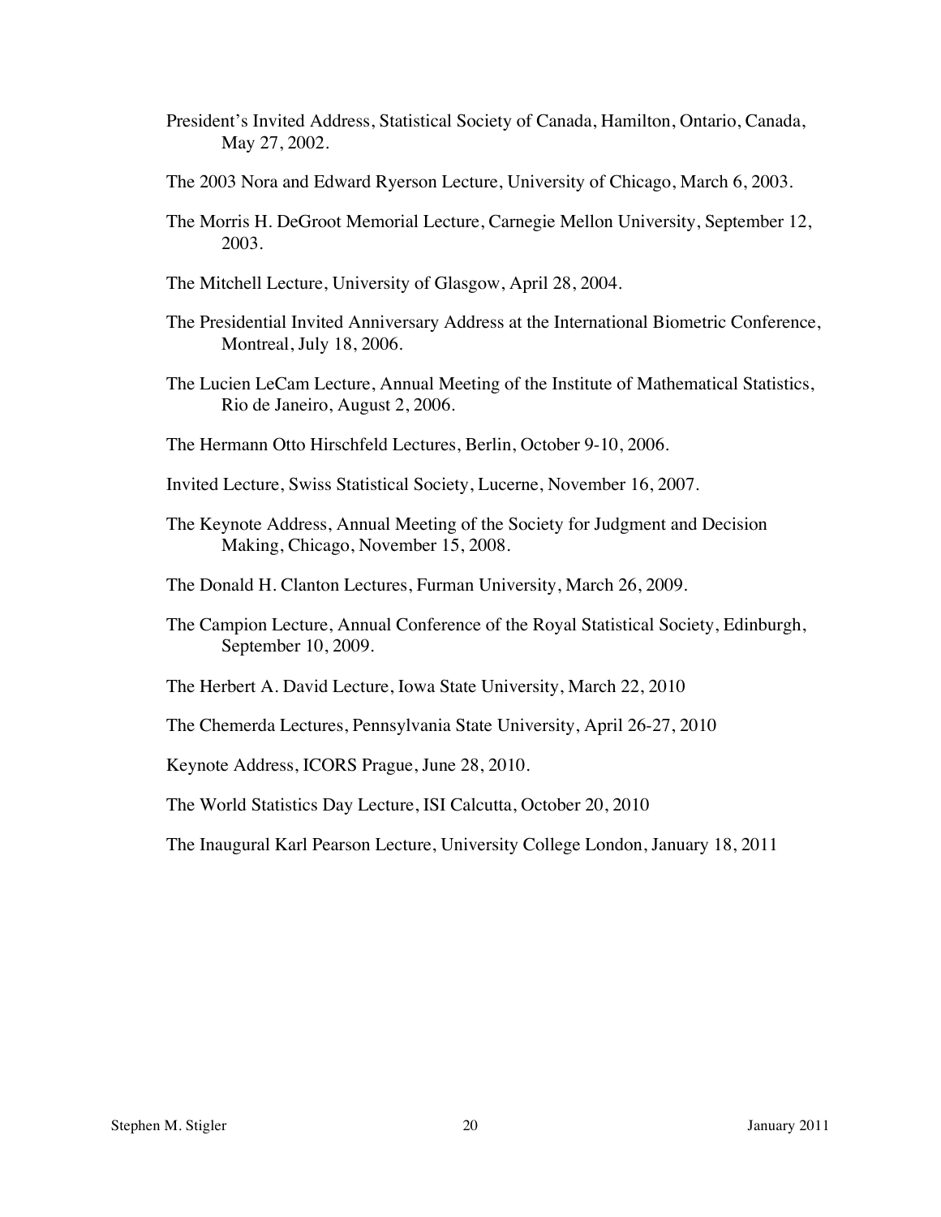President's Invited Address, Statistical Society of Canada, Hamilton, Ontario, Canada, May 27, 2002.

The 2003 Nora and Edward Ryerson Lecture, University of Chicago, March 6, 2003.

The Morris H. DeGroot Memorial Lecture, Carnegie Mellon University, September 12, 2003.

The Mitchell Lecture, University of Glasgow, April 28, 2004.

The Presidential Invited Anniversary Address at the International Biometric Conference, Montreal, July 18, 2006.

The Lucien LeCam Lecture, Annual Meeting of the Institute of Mathematical Statistics, Rio de Janeiro, August 2, 2006.

The Hermann Otto Hirschfeld Lectures, Berlin, October 9-10, 2006.

Invited Lecture, Swiss Statistical Society, Lucerne, November 16, 2007.

The Keynote Address, Annual Meeting of the Society for Judgment and Decision Making, Chicago, November 15, 2008.

The Donald H. Clanton Lectures, Furman University, March 26, 2009.

The Campion Lecture, Annual Conference of the Royal Statistical Society, Edinburgh, September 10, 2009.

The Herbert A. David Lecture, Iowa State University, March 22, 2010

The Chemerda Lectures, Pennsylvania State University, April 26-27, 2010

Keynote Address, ICORS Prague, June 28, 2010.

The World Statistics Day Lecture, ISI Calcutta, October 20, 2010

The Inaugural Karl Pearson Lecture, University College London, January 18, 2011